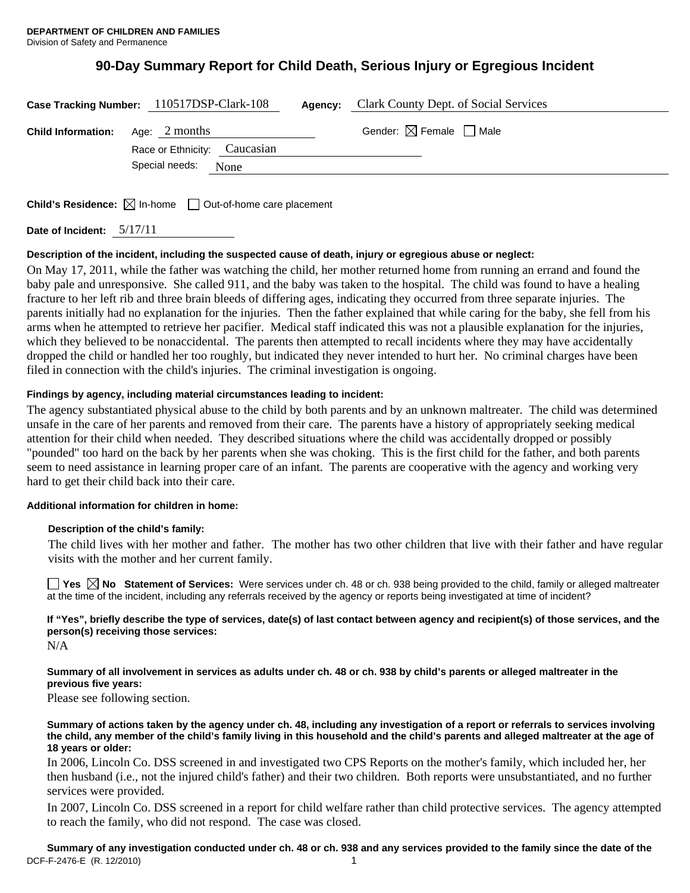**DEPARTMENT OF CHILDREN AND FAMILIES**
Division of Safety and Permanence

# 90-Day Summary Report for Child Death, Serious Injury or Egregious Incident

**Case Tracking Number:** 110517DSP-Clark-108 **Agency:** Clark County Dept. of Social Services

**Child Information:** Age: 2 months Gender: ☒ Female ☐ Male

Race or Ethnicity: Caucasian

Special needs: None

**Child's Residence:** ☒ In-home ☐ Out-of-home care placement

**Date of Incident:** 5/17/11

**Description of the incident, including the suspected cause of death, injury or egregious abuse or neglect:**

On May 17, 2011, while the father was watching the child, her mother returned home from running an errand and found the baby pale and unresponsive. She called 911, and the baby was taken to the hospital. The child was found to have a healing fracture to her left rib and three brain bleeds of differing ages, indicating they occurred from three separate injuries. The parents initially had no explanation for the injuries. Then the father explained that while caring for the baby, she fell from his arms when he attempted to retrieve her pacifier. Medical staff indicated this was not a plausible explanation for the injuries, which they believed to be nonaccidental. The parents then attempted to recall incidents where they may have accidentally dropped the child or handled her too roughly, but indicated they never intended to hurt her. No criminal charges have been filed in connection with the child's injuries. The criminal investigation is ongoing.

**Findings by agency, including material circumstances leading to incident:**

The agency substantiated physical abuse to the child by both parents and by an unknown maltreater. The child was determined unsafe in the care of her parents and removed from their care. The parents have a history of appropriately seeking medical attention for their child when needed. They described situations where the child was accidentally dropped or possibly "pounded" too hard on the back by her parents when she was choking. This is the first child for the father, and both parents seem to need assistance in learning proper care of an infant. The parents are cooperative with the agency and working very hard to get their child back into their care.

**Additional information for children in home:**

**Description of the child's family:**

The child lives with her mother and father. The mother has two other children that live with their father and have regular visits with the mother and her current family.

☐ **Yes** ☒ **No Statement of Services:** Were services under ch. 48 or ch. 938 being provided to the child, family or alleged maltreater at the time of the incident, including any referrals received by the agency or reports being investigated at time of incident?

**If "Yes", briefly describe the type of services, date(s) of last contact between agency and recipient(s) of those services, and the person(s) receiving those services:**

N/A

**Summary of all involvement in services as adults under ch. 48 or ch. 938 by child's parents or alleged maltreater in the previous five years:**

Please see following section.

**Summary of actions taken by the agency under ch. 48, including any investigation of a report or referrals to services involving the child, any member of the child's family living in this household and the child's parents and alleged maltreater at the age of 18 years or older:**

In 2006, Lincoln Co. DSS screened in and investigated two CPS Reports on the mother's family, which included her, her then husband (i.e., not the injured child's father) and their two children. Both reports were unsubstantiated, and no further services were provided.

In 2007, Lincoln Co. DSS screened in a report for child welfare rather than child protective services. The agency attempted to reach the family, who did not respond. The case was closed.

**Summary of any investigation conducted under ch. 48 or ch. 938 and any services provided to the family since the date of the**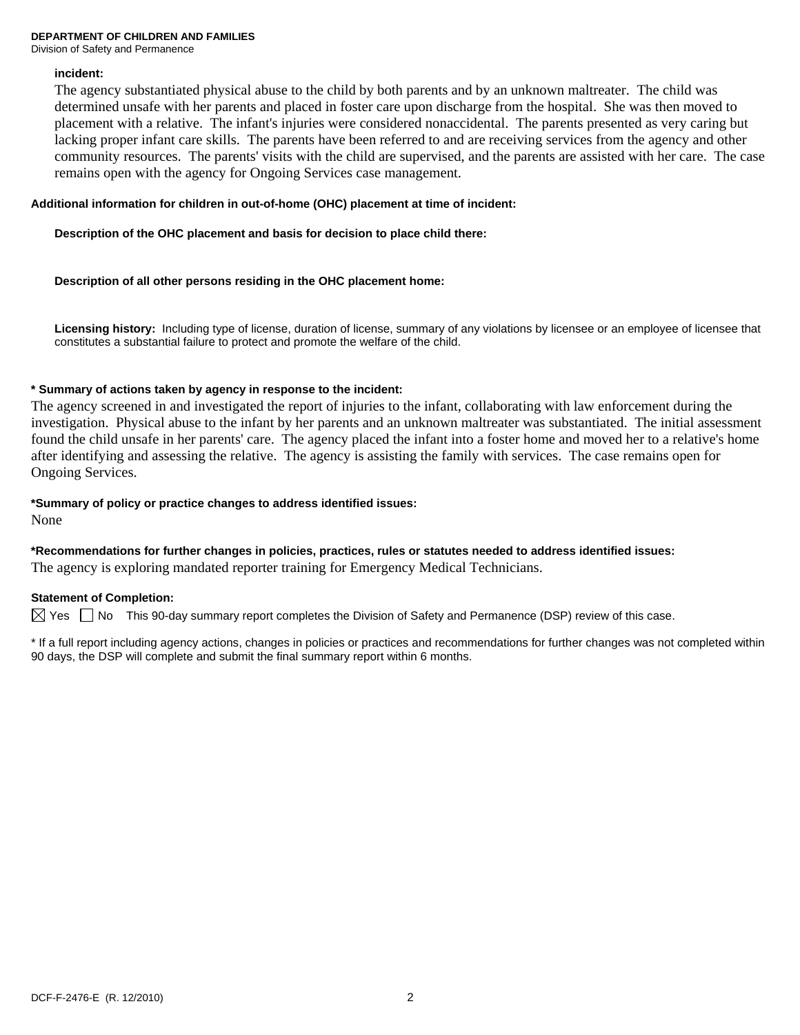**DEPARTMENT OF CHILDREN AND FAMILIES**
Division of Safety and Permanence

**incident:**

The agency substantiated physical abuse to the child by both parents and by an unknown maltreater. The child was determined unsafe with her parents and placed in foster care upon discharge from the hospital. She was then moved to placement with a relative. The infant's injuries were considered nonaccidental. The parents presented as very caring but lacking proper infant care skills. The parents have been referred to and are receiving services from the agency and other community resources. The parents' visits with the child are supervised, and the parents are assisted with her care. The case remains open with the agency for Ongoing Services case management.

**Additional information for children in out-of-home (OHC) placement at time of incident:**

**Description of the OHC placement and basis for decision to place child there:**

**Description of all other persons residing in the OHC placement home:**

**Licensing history:** Including type of license, duration of license, summary of any violations by licensee or an employee of licensee that constitutes a substantial failure to protect and promote the welfare of the child.

**\* Summary of actions taken by agency in response to the incident:**

The agency screened in and investigated the report of injuries to the infant, collaborating with law enforcement during the investigation. Physical abuse to the infant by her parents and an unknown maltreater was substantiated. The initial assessment found the child unsafe in her parents' care. The agency placed the infant into a foster home and moved her to a relative's home after identifying and assessing the relative. The agency is assisting the family with services. The case remains open for Ongoing Services.

**\*Summary of policy or practice changes to address identified issues:**

None

**\*Recommendations for further changes in policies, practices, rules or statutes needed to address identified issues:**

The agency is exploring mandated reporter training for Emergency Medical Technicians.

**Statement of Completion:**

☒ Yes ☐ No This 90-day summary report completes the Division of Safety and Permanence (DSP) review of this case.

\* If a full report including agency actions, changes in policies or practices and recommendations for further changes was not completed within 90 days, the DSP will complete and submit the final summary report within 6 months.

DCF-F-2476-E (R. 12/2010)